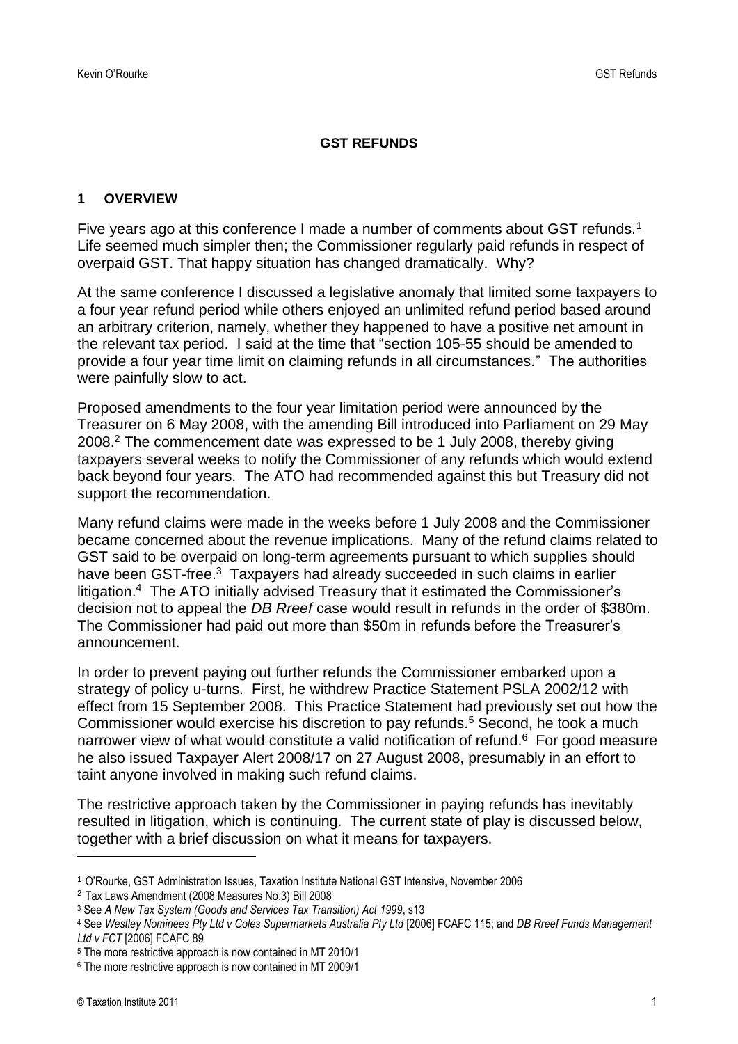# GST REFUNDS

## 1 OVERVIEW

Five years ago at this conference I made a number of comments about GST refunds.[1] Life seemed much simpler then; the Commissioner regularly paid refunds in respect of overpaid GST. That happy situation has changed dramatically. Why?

At the same conference I discussed a legislative anomaly that limited some taxpayers to a four year refund period while others enjoyed an unlimited refund period based around an arbitrary criterion, namely, whether they happened to have a positive net amount in the relevant tax period. I said at the time that "section 105-55 should be amended to provide a four year time limit on claiming refunds in all circumstances." The authorities were painfully slow to act.

Proposed amendments to the four year limitation period were announced by the Treasurer on 6 May 2008, with the amending Bill introduced into Parliament on 29 May 2008.[2] The commencement date was expressed to be 1 July 2008, thereby giving taxpayers several weeks to notify the Commissioner of any refunds which would extend back beyond four years. The ATO had recommended against this but Treasury did not support the recommendation.

Many refund claims were made in the weeks before 1 July 2008 and the Commissioner became concerned about the revenue implications. Many of the refund claims related to GST said to be overpaid on long-term agreements pursuant to which supplies should have been GST-free.[3] Taxpayers had already succeeded in such claims in earlier litigation.[4] The ATO initially advised Treasury that it estimated the Commissioner's decision not to appeal the *DB Rreef* case would result in refunds in the order of \$380m. The Commissioner had paid out more than \$50m in refunds before the Treasurer's announcement.

In order to prevent paying out further refunds the Commissioner embarked upon a strategy of policy u-turns. First, he withdrew Practice Statement PSLA 2002/12 with effect from 15 September 2008. This Practice Statement had previously set out how the Commissioner would exercise his discretion to pay refunds.[5] Second, he took a much narrower view of what would constitute a valid notification of refund.[6] For good measure he also issued Taxpayer Alert 2008/17 on 27 August 2008, presumably in an effort to taint anyone involved in making such refund claims.

The restrictive approach taken by the Commissioner in paying refunds has inevitably resulted in litigation, which is continuing. The current state of play is discussed below, together with a brief discussion on what it means for taxpayers.

---

[1] O'Rourke, GST Administration Issues, Taxation Institute National GST Intensive, November 2006

[2] Tax Laws Amendment (2008 Measures No.3) Bill 2008

[3] See *A New Tax System (Goods and Services Tax Transition) Act 1999*, s13

[4] See *Westley Nominees Pty Ltd v Coles Supermarkets Australia Pty Ltd* [2006] FCAFC 115; and *DB Rreef Funds Management Ltd v FCT* [2006] FCAFC 89

[5] The more restrictive approach is now contained in MT 2010/1

[6] The more restrictive approach is now contained in MT 2009/1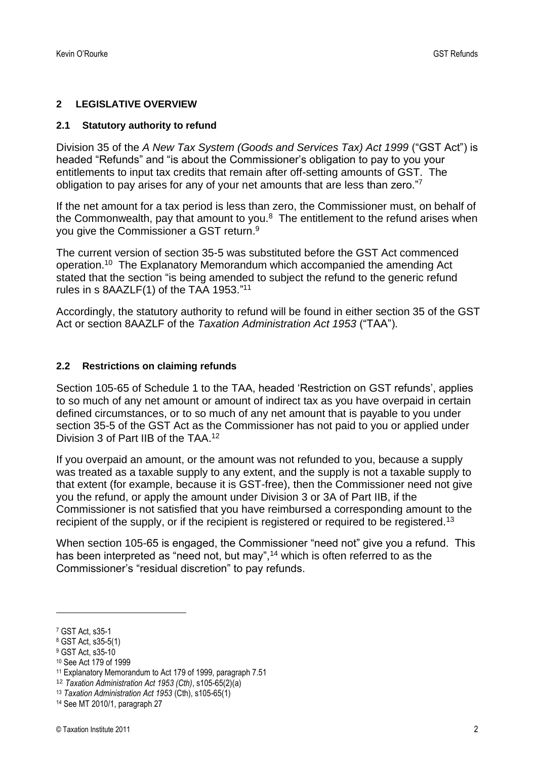## 2 LEGISLATIVE OVERVIEW

### 2.1 Statutory authority to refund

Division 35 of the *A New Tax System (Goods and Services Tax) Act 1999* ("GST Act") is headed "Refunds" and "is about the Commissioner's obligation to pay to you your entitlements to input tax credits that remain after off-setting amounts of GST. The obligation to pay arises for any of your net amounts that are less than zero."[7]

If the net amount for a tax period is less than zero, the Commissioner must, on behalf of the Commonwealth, pay that amount to you.[8] The entitlement to the refund arises when you give the Commissioner a GST return.[9]

The current version of section 35-5 was substituted before the GST Act commenced operation.[10] The Explanatory Memorandum which accompanied the amending Act stated that the section "is being amended to subject the refund to the generic refund rules in s 8AAZLF(1) of the TAA 1953."[11]

Accordingly, the statutory authority to refund will be found in either section 35 of the GST Act or section 8AAZLF of the *Taxation Administration Act 1953* ("TAA").

### 2.2 Restrictions on claiming refunds

Section 105-65 of Schedule 1 to the TAA, headed 'Restriction on GST refunds', applies to so much of any net amount or amount of indirect tax as you have overpaid in certain defined circumstances, or to so much of any net amount that is payable to you under section 35-5 of the GST Act as the Commissioner has not paid to you or applied under Division 3 of Part IIB of the TAA.[12]

If you overpaid an amount, or the amount was not refunded to you, because a supply was treated as a taxable supply to any extent, and the supply is not a taxable supply to that extent (for example, because it is GST-free), then the Commissioner need not give you the refund, or apply the amount under Division 3 or 3A of Part IIB, if the Commissioner is not satisfied that you have reimbursed a corresponding amount to the recipient of the supply, or if the recipient is registered or required to be registered.[13]

When section 105-65 is engaged, the Commissioner "need not" give you a refund. This has been interpreted as "need not, but may",[14] which is often referred to as the Commissioner's "residual discretion" to pay refunds.

---

[7] GST Act, s35-1
[8] GST Act, s35-5(1)
[9] GST Act, s35-10
[10] See Act 179 of 1999
[11] Explanatory Memorandum to Act 179 of 1999, paragraph 7.51
[12] *Taxation Administration Act 1953 (Cth)*, s105-65(2)(a)
[13] *Taxation Administration Act 1953* (Cth), s105-65(1)
[14] See MT 2010/1, paragraph 27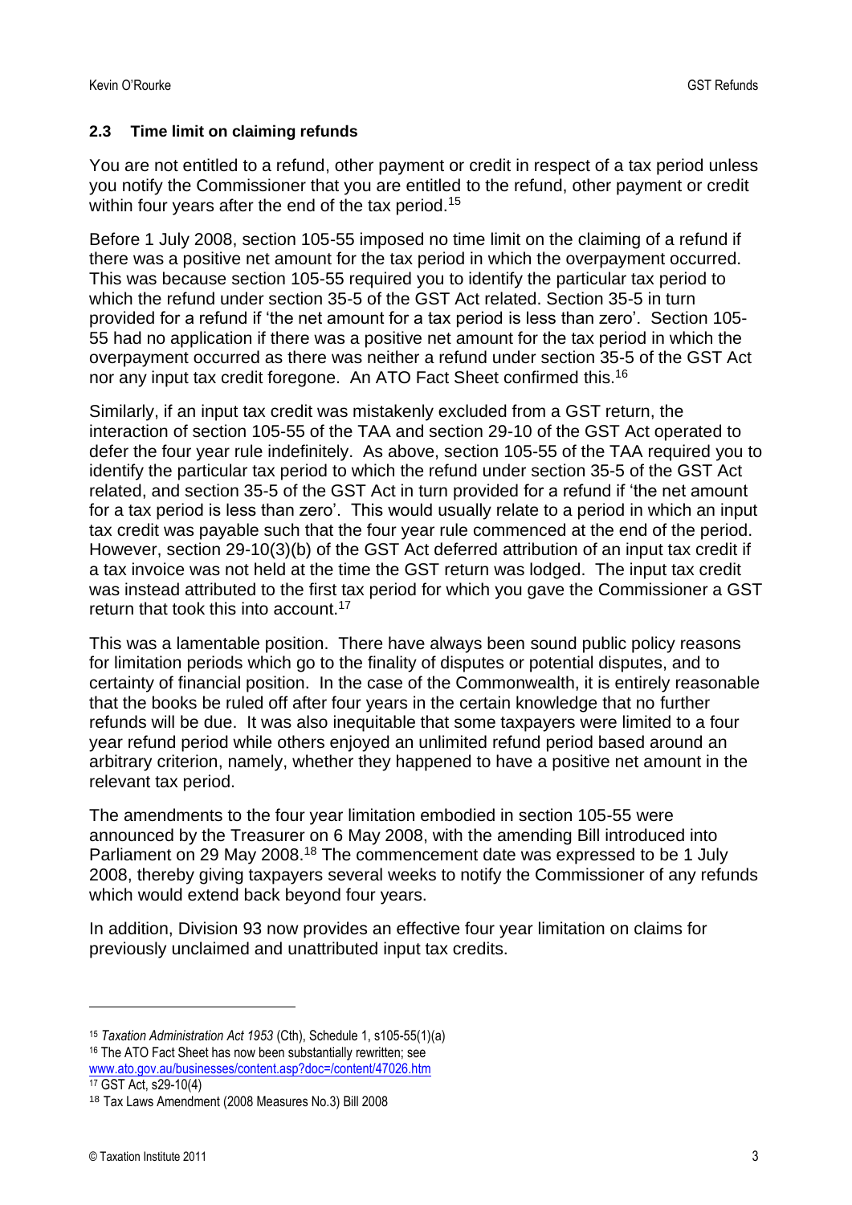### 2.3 Time limit on claiming refunds

You are not entitled to a refund, other payment or credit in respect of a tax period unless you notify the Commissioner that you are entitled to the refund, other payment or credit within four years after the end of the tax period.[15]

Before 1 July 2008, section 105-55 imposed no time limit on the claiming of a refund if there was a positive net amount for the tax period in which the overpayment occurred. This was because section 105-55 required you to identify the particular tax period to which the refund under section 35-5 of the GST Act related. Section 35-5 in turn provided for a refund if 'the net amount for a tax period is less than zero'. Section 105-55 had no application if there was a positive net amount for the tax period in which the overpayment occurred as there was neither a refund under section 35-5 of the GST Act nor any input tax credit foregone. An ATO Fact Sheet confirmed this.[16]

Similarly, if an input tax credit was mistakenly excluded from a GST return, the interaction of section 105-55 of the TAA and section 29-10 of the GST Act operated to defer the four year rule indefinitely. As above, section 105-55 of the TAA required you to identify the particular tax period to which the refund under section 35-5 of the GST Act related, and section 35-5 of the GST Act in turn provided for a refund if 'the net amount for a tax period is less than zero'. This would usually relate to a period in which an input tax credit was payable such that the four year rule commenced at the end of the period. However, section 29-10(3)(b) of the GST Act deferred attribution of an input tax credit if a tax invoice was not held at the time the GST return was lodged. The input tax credit was instead attributed to the first tax period for which you gave the Commissioner a GST return that took this into account.[17]

This was a lamentable position. There have always been sound public policy reasons for limitation periods which go to the finality of disputes or potential disputes, and to certainty of financial position. In the case of the Commonwealth, it is entirely reasonable that the books be ruled off after four years in the certain knowledge that no further refunds will be due. It was also inequitable that some taxpayers were limited to a four year refund period while others enjoyed an unlimited refund period based around an arbitrary criterion, namely, whether they happened to have a positive net amount in the relevant tax period.

The amendments to the four year limitation embodied in section 105-55 were announced by the Treasurer on 6 May 2008, with the amending Bill introduced into Parliament on 29 May 2008.[18] The commencement date was expressed to be 1 July 2008, thereby giving taxpayers several weeks to notify the Commissioner of any refunds which would extend back beyond four years.

In addition, Division 93 now provides an effective four year limitation on claims for previously unclaimed and unattributed input tax credits.

---

[15] *Taxation Administration Act 1953* (Cth), Schedule 1, s105-55(1)(a)

[16] The ATO Fact Sheet has now been substantially rewritten; see www.ato.gov.au/businesses/content.asp?doc=/content/47026.htm

[17] GST Act, s29-10(4)

[18] Tax Laws Amendment (2008 Measures No.3) Bill 2008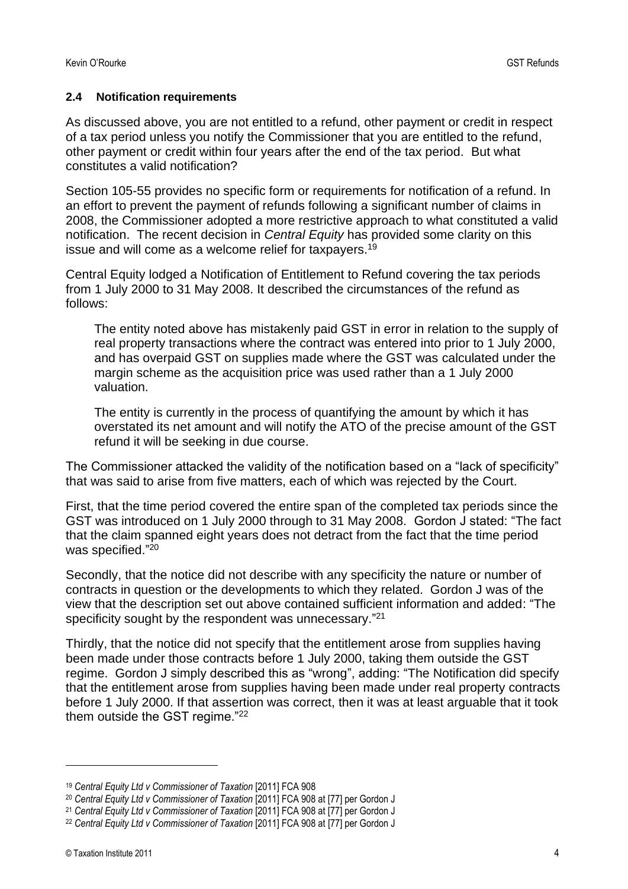### 2.4 Notification requirements

As discussed above, you are not entitled to a refund, other payment or credit in respect of a tax period unless you notify the Commissioner that you are entitled to the refund, other payment or credit within four years after the end of the tax period. But what constitutes a valid notification?

Section 105-55 provides no specific form or requirements for notification of a refund. In an effort to prevent the payment of refunds following a significant number of claims in 2008, the Commissioner adopted a more restrictive approach to what constituted a valid notification. The recent decision in *Central Equity* has provided some clarity on this issue and will come as a welcome relief for taxpayers.[19]

Central Equity lodged a Notification of Entitlement to Refund covering the tax periods from 1 July 2000 to 31 May 2008. It described the circumstances of the refund as follows:

> The entity noted above has mistakenly paid GST in error in relation to the supply of real property transactions where the contract was entered into prior to 1 July 2000, and has overpaid GST on supplies made where the GST was calculated under the margin scheme as the acquisition price was used rather than a 1 July 2000 valuation.
>
> The entity is currently in the process of quantifying the amount by which it has overstated its net amount and will notify the ATO of the precise amount of the GST refund it will be seeking in due course.

The Commissioner attacked the validity of the notification based on a "lack of specificity" that was said to arise from five matters, each of which was rejected by the Court.

First, that the time period covered the entire span of the completed tax periods since the GST was introduced on 1 July 2000 through to 31 May 2008. Gordon J stated: "The fact that the claim spanned eight years does not detract from the fact that the time period was specified."[20]

Secondly, that the notice did not describe with any specificity the nature or number of contracts in question or the developments to which they related. Gordon J was of the view that the description set out above contained sufficient information and added: "The specificity sought by the respondent was unnecessary."[21]

Thirdly, that the notice did not specify that the entitlement arose from supplies having been made under those contracts before 1 July 2000, taking them outside the GST regime. Gordon J simply described this as "wrong", adding: "The Notification did specify that the entitlement arose from supplies having been made under real property contracts before 1 July 2000. If that assertion was correct, then it was at least arguable that it took them outside the GST regime."[22]

---

[19] *Central Equity Ltd v Commissioner of Taxation* [2011] FCA 908

[20] *Central Equity Ltd v Commissioner of Taxation* [2011] FCA 908 at [77] per Gordon J

[21] *Central Equity Ltd v Commissioner of Taxation* [2011] FCA 908 at [77] per Gordon J

[22] *Central Equity Ltd v Commissioner of Taxation* [2011] FCA 908 at [77] per Gordon J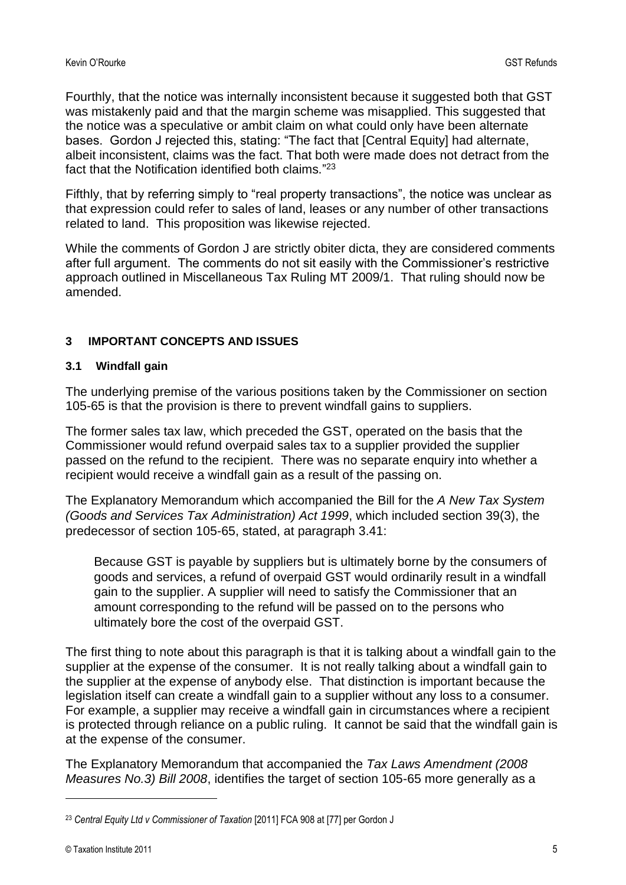Fourthly, that the notice was internally inconsistent because it suggested both that GST was mistakenly paid and that the margin scheme was misapplied. This suggested that the notice was a speculative or ambit claim on what could only have been alternate bases. Gordon J rejected this, stating: "The fact that [Central Equity] had alternate, albeit inconsistent, claims was the fact. That both were made does not detract from the fact that the Notification identified both claims."[23]

Fifthly, that by referring simply to "real property transactions", the notice was unclear as that expression could refer to sales of land, leases or any number of other transactions related to land. This proposition was likewise rejected.

While the comments of Gordon J are strictly obiter dicta, they are considered comments after full argument. The comments do not sit easily with the Commissioner's restrictive approach outlined in Miscellaneous Tax Ruling MT 2009/1. That ruling should now be amended.

## 3 IMPORTANT CONCEPTS AND ISSUES

### 3.1 Windfall gain

The underlying premise of the various positions taken by the Commissioner on section 105-65 is that the provision is there to prevent windfall gains to suppliers.

The former sales tax law, which preceded the GST, operated on the basis that the Commissioner would refund overpaid sales tax to a supplier provided the supplier passed on the refund to the recipient. There was no separate enquiry into whether a recipient would receive a windfall gain as a result of the passing on.

The Explanatory Memorandum which accompanied the Bill for the *A New Tax System (Goods and Services Tax Administration) Act 1999*, which included section 39(3), the predecessor of section 105-65, stated, at paragraph 3.41:

> Because GST is payable by suppliers but is ultimately borne by the consumers of goods and services, a refund of overpaid GST would ordinarily result in a windfall gain to the supplier. A supplier will need to satisfy the Commissioner that an amount corresponding to the refund will be passed on to the persons who ultimately bore the cost of the overpaid GST.

The first thing to note about this paragraph is that it is talking about a windfall gain to the supplier at the expense of the consumer. It is not really talking about a windfall gain to the supplier at the expense of anybody else. That distinction is important because the legislation itself can create a windfall gain to a supplier without any loss to a consumer. For example, a supplier may receive a windfall gain in circumstances where a recipient is protected through reliance on a public ruling. It cannot be said that the windfall gain is at the expense of the consumer.

The Explanatory Memorandum that accompanied the *Tax Laws Amendment (2008 Measures No.3) Bill 2008*, identifies the target of section 105-65 more generally as a

[23] *Central Equity Ltd v Commissioner of Taxation* [2011] FCA 908 at [77] per Gordon J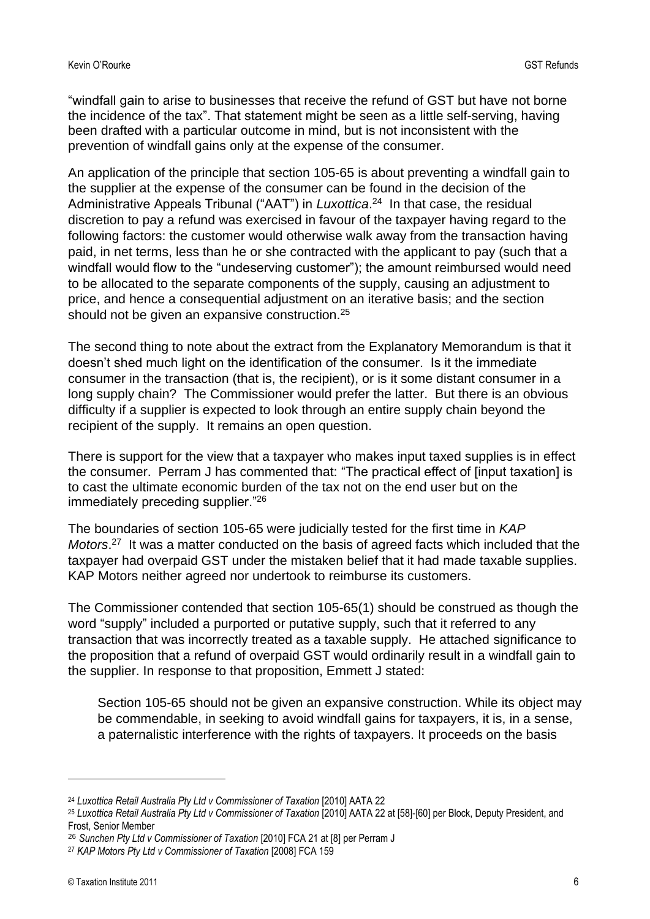"windfall gain to arise to businesses that receive the refund of GST but have not borne the incidence of the tax". That statement might be seen as a little self-serving, having been drafted with a particular outcome in mind, but is not inconsistent with the prevention of windfall gains only at the expense of the consumer.

An application of the principle that section 105-65 is about preventing a windfall gain to the supplier at the expense of the consumer can be found in the decision of the Administrative Appeals Tribunal ("AAT") in *Luxottica*.[24] In that case, the residual discretion to pay a refund was exercised in favour of the taxpayer having regard to the following factors: the customer would otherwise walk away from the transaction having paid, in net terms, less than he or she contracted with the applicant to pay (such that a windfall would flow to the "undeserving customer"); the amount reimbursed would need to be allocated to the separate components of the supply, causing an adjustment to price, and hence a consequential adjustment on an iterative basis; and the section should not be given an expansive construction.[25]

The second thing to note about the extract from the Explanatory Memorandum is that it doesn't shed much light on the identification of the consumer. Is it the immediate consumer in the transaction (that is, the recipient), or is it some distant consumer in a long supply chain? The Commissioner would prefer the latter. But there is an obvious difficulty if a supplier is expected to look through an entire supply chain beyond the recipient of the supply. It remains an open question.

There is support for the view that a taxpayer who makes input taxed supplies is in effect the consumer. Perram J has commented that: "The practical effect of [input taxation] is to cast the ultimate economic burden of the tax not on the end user but on the immediately preceding supplier."[26]

The boundaries of section 105-65 were judicially tested for the first time in *KAP Motors*.[27] It was a matter conducted on the basis of agreed facts which included that the taxpayer had overpaid GST under the mistaken belief that it had made taxable supplies. KAP Motors neither agreed nor undertook to reimburse its customers.

The Commissioner contended that section 105-65(1) should be construed as though the word "supply" included a purported or putative supply, such that it referred to any transaction that was incorrectly treated as a taxable supply. He attached significance to the proposition that a refund of overpaid GST would ordinarily result in a windfall gain to the supplier. In response to that proposition, Emmett J stated:

> Section 105-65 should not be given an expansive construction. While its object may be commendable, in seeking to avoid windfall gains for taxpayers, it is, in a sense, a paternalistic interference with the rights of taxpayers. It proceeds on the basis

---

[24] *Luxottica Retail Australia Pty Ltd v Commissioner of Taxation* [2010] AATA 22

[25] *Luxottica Retail Australia Pty Ltd v Commissioner of Taxation* [2010] AATA 22 at [58]-[60] per Block, Deputy President, and Frost, Senior Member

[26] *Sunchen Pty Ltd v Commissioner of Taxation* [2010] FCA 21 at [8] per Perram J

[27] *KAP Motors Pty Ltd v Commissioner of Taxation* [2008] FCA 159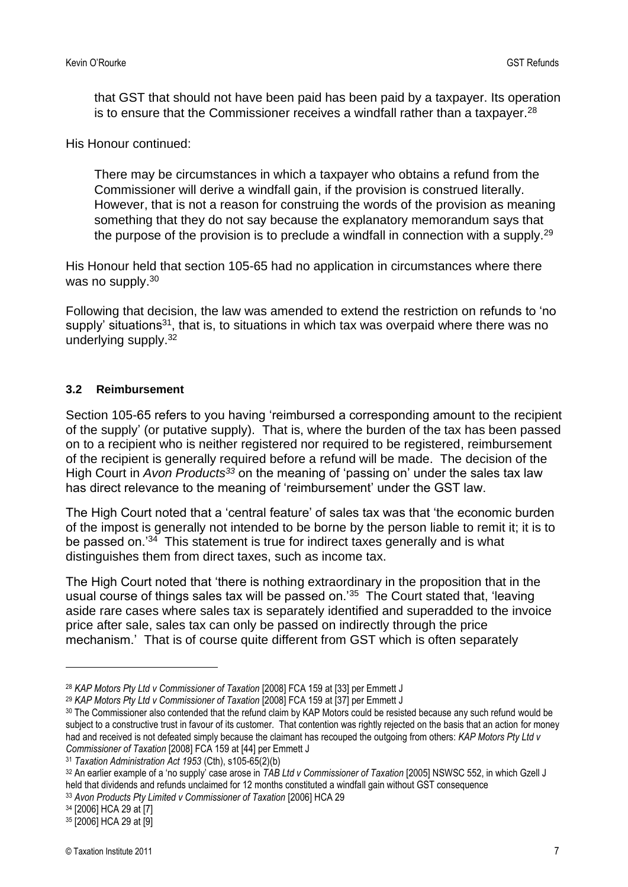> that GST that should not have been paid has been paid by a taxpayer. Its operation is to ensure that the Commissioner receives a windfall rather than a taxpayer.[28]

His Honour continued:

> There may be circumstances in which a taxpayer who obtains a refund from the Commissioner will derive a windfall gain, if the provision is construed literally. However, that is not a reason for construing the words of the provision as meaning something that they do not say because the explanatory memorandum says that the purpose of the provision is to preclude a windfall in connection with a supply.[29]

His Honour held that section 105-65 had no application in circumstances where there was no supply.[30]

Following that decision, the law was amended to extend the restriction on refunds to 'no supply' situations[31], that is, to situations in which tax was overpaid where there was no underlying supply.[32]

### 3.2 Reimbursement

Section 105-65 refers to you having 'reimbursed a corresponding amount to the recipient of the supply' (or putative supply). That is, where the burden of the tax has been passed on to a recipient who is neither registered nor required to be registered, reimbursement of the recipient is generally required before a refund will be made. The decision of the High Court in *Avon Products*[33] on the meaning of 'passing on' under the sales tax law has direct relevance to the meaning of 'reimbursement' under the GST law.

The High Court noted that a 'central feature' of sales tax was that 'the economic burden of the impost is generally not intended to be borne by the person liable to remit it; it is to be passed on.'[34] This statement is true for indirect taxes generally and is what distinguishes them from direct taxes, such as income tax.

The High Court noted that 'there is nothing extraordinary in the proposition that in the usual course of things sales tax will be passed on.'[35] The Court stated that, 'leaving aside rare cases where sales tax is separately identified and superadded to the invoice price after sale, sales tax can only be passed on indirectly through the price mechanism.' That is of course quite different from GST which is often separately

---

[28] *KAP Motors Pty Ltd v Commissioner of Taxation* [2008] FCA 159 at [33] per Emmett J

[29] *KAP Motors Pty Ltd v Commissioner of Taxation* [2008] FCA 159 at [37] per Emmett J

[30] The Commissioner also contended that the refund claim by KAP Motors could be resisted because any such refund would be subject to a constructive trust in favour of its customer. That contention was rightly rejected on the basis that an action for money had and received is not defeated simply because the claimant has recouped the outgoing from others: *KAP Motors Pty Ltd v Commissioner of Taxation* [2008] FCA 159 at [44] per Emmett J

[31] *Taxation Administration Act 1953* (Cth), s105-65(2)(b)

[32] An earlier example of a 'no supply' case arose in *TAB Ltd v Commissioner of Taxation* [2005] NSWSC 552, in which Gzell J held that dividends and refunds unclaimed for 12 months constituted a windfall gain without GST consequence

[33] *Avon Products Pty Limited v Commissioner of Taxation* [2006] HCA 29

[34] [2006] HCA 29 at [7]

[35] [2006] HCA 29 at [9]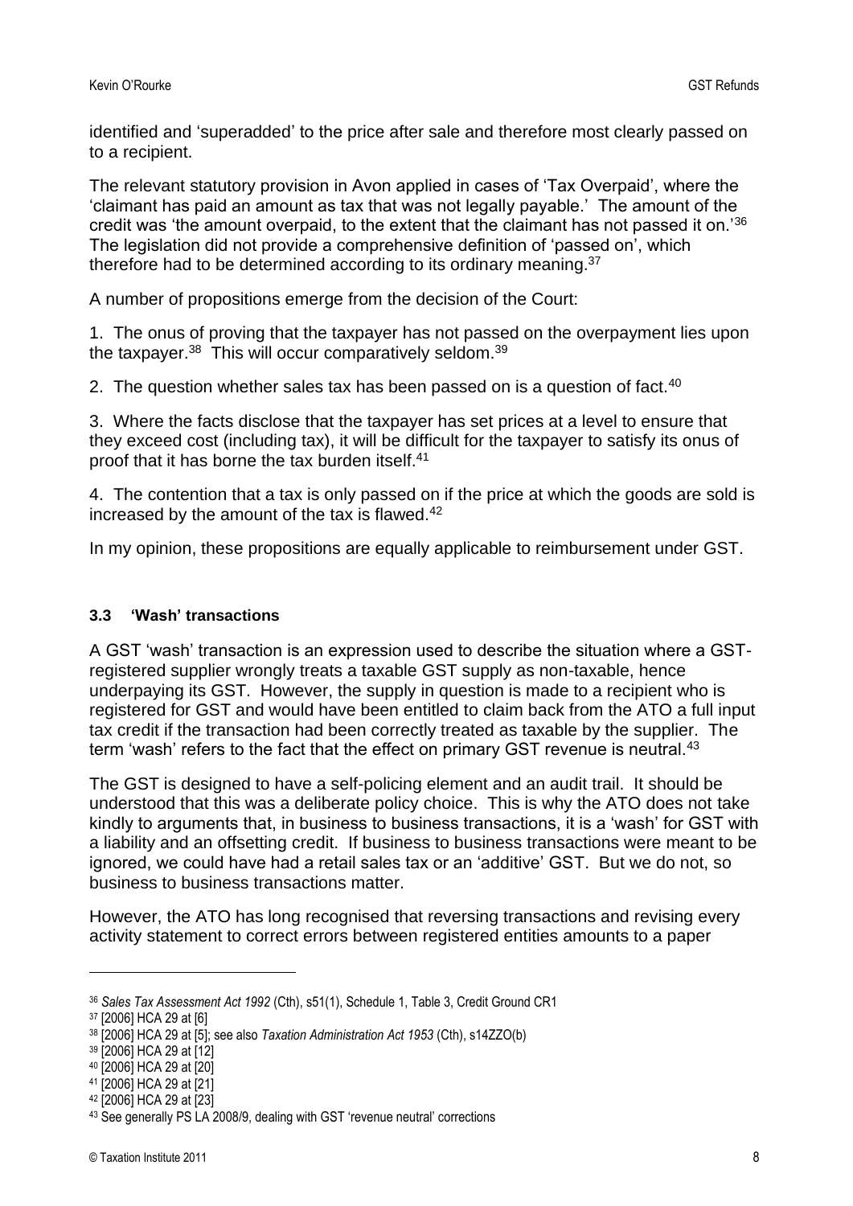identified and 'superadded' to the price after sale and therefore most clearly passed on to a recipient.

The relevant statutory provision in Avon applied in cases of 'Tax Overpaid', where the 'claimant has paid an amount as tax that was not legally payable.' The amount of the credit was 'the amount overpaid, to the extent that the claimant has not passed it on.'[36] The legislation did not provide a comprehensive definition of 'passed on', which therefore had to be determined according to its ordinary meaning.[37]

A number of propositions emerge from the decision of the Court:

1. The onus of proving that the taxpayer has not passed on the overpayment lies upon the taxpayer.[38] This will occur comparatively seldom.[39]

2. The question whether sales tax has been passed on is a question of fact.[40]

3. Where the facts disclose that the taxpayer has set prices at a level to ensure that they exceed cost (including tax), it will be difficult for the taxpayer to satisfy its onus of proof that it has borne the tax burden itself.[41]

4. The contention that a tax is only passed on if the price at which the goods are sold is increased by the amount of the tax is flawed.[42]

In my opinion, these propositions are equally applicable to reimbursement under GST.

### 3.3 'Wash' transactions

A GST 'wash' transaction is an expression used to describe the situation where a GST-registered supplier wrongly treats a taxable GST supply as non-taxable, hence underpaying its GST. However, the supply in question is made to a recipient who is registered for GST and would have been entitled to claim back from the ATO a full input tax credit if the transaction had been correctly treated as taxable by the supplier. The term 'wash' refers to the fact that the effect on primary GST revenue is neutral.[43]

The GST is designed to have a self-policing element and an audit trail. It should be understood that this was a deliberate policy choice. This is why the ATO does not take kindly to arguments that, in business to business transactions, it is a 'wash' for GST with a liability and an offsetting credit. If business to business transactions were meant to be ignored, we could have had a retail sales tax or an 'additive' GST. But we do not, so business to business transactions matter.

However, the ATO has long recognised that reversing transactions and revising every activity statement to correct errors between registered entities amounts to a paper

---

[36] *Sales Tax Assessment Act 1992* (Cth), s51(1), Schedule 1, Table 3, Credit Ground CR1

[37] [2006] HCA 29 at [6]

[38] [2006] HCA 29 at [5]; see also *Taxation Administration Act 1953* (Cth), s14ZZO(b)

[39] [2006] HCA 29 at [12]

[40] [2006] HCA 29 at [20]

[41] [2006] HCA 29 at [21]

[42] [2006] HCA 29 at [23]

[43] See generally PS LA 2008/9, dealing with GST 'revenue neutral' corrections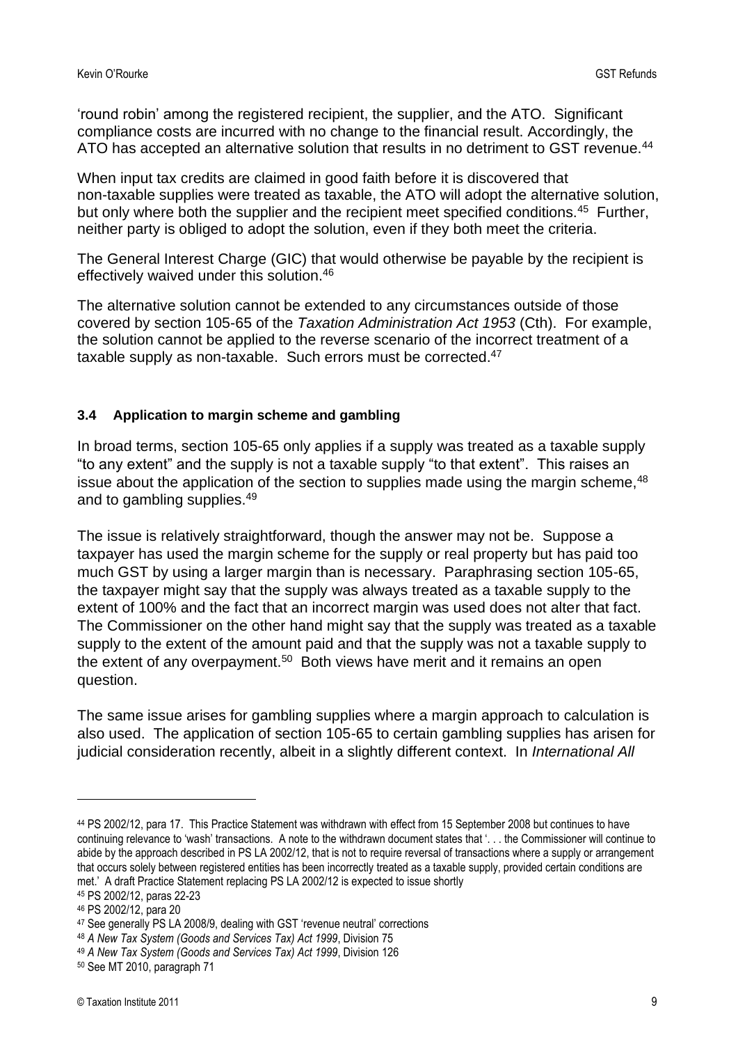'round robin' among the registered recipient, the supplier, and the ATO. Significant compliance costs are incurred with no change to the financial result. Accordingly, the ATO has accepted an alternative solution that results in no detriment to GST revenue.[44]

When input tax credits are claimed in good faith before it is discovered that non-taxable supplies were treated as taxable, the ATO will adopt the alternative solution, but only where both the supplier and the recipient meet specified conditions.[45] Further, neither party is obliged to adopt the solution, even if they both meet the criteria.

The General Interest Charge (GIC) that would otherwise be payable by the recipient is effectively waived under this solution.[46]

The alternative solution cannot be extended to any circumstances outside of those covered by section 105-65 of the *Taxation Administration Act 1953* (Cth). For example, the solution cannot be applied to the reverse scenario of the incorrect treatment of a taxable supply as non-taxable. Such errors must be corrected.[47]

### 3.4 Application to margin scheme and gambling

In broad terms, section 105-65 only applies if a supply was treated as a taxable supply "to any extent" and the supply is not a taxable supply "to that extent". This raises an issue about the application of the section to supplies made using the margin scheme,[48] and to gambling supplies.[49]

The issue is relatively straightforward, though the answer may not be. Suppose a taxpayer has used the margin scheme for the supply or real property but has paid too much GST by using a larger margin than is necessary. Paraphrasing section 105-65, the taxpayer might say that the supply was always treated as a taxable supply to the extent of 100% and the fact that an incorrect margin was used does not alter that fact. The Commissioner on the other hand might say that the supply was treated as a taxable supply to the extent of the amount paid and that the supply was not a taxable supply to the extent of any overpayment.[50] Both views have merit and it remains an open question.

The same issue arises for gambling supplies where a margin approach to calculation is also used. The application of section 105-65 to certain gambling supplies has arisen for judicial consideration recently, albeit in a slightly different context. In *International All*

---

[44] PS 2002/12, para 17. This Practice Statement was withdrawn with effect from 15 September 2008 but continues to have continuing relevance to 'wash' transactions. A note to the withdrawn document states that '. . . the Commissioner will continue to abide by the approach described in PS LA 2002/12, that is not to require reversal of transactions where a supply or arrangement that occurs solely between registered entities has been incorrectly treated as a taxable supply, provided certain conditions are met.' A draft Practice Statement replacing PS LA 2002/12 is expected to issue shortly

[45] PS 2002/12, paras 22-23

[46] PS 2002/12, para 20

[47] See generally PS LA 2008/9, dealing with GST 'revenue neutral' corrections

[48] *A New Tax System (Goods and Services Tax) Act 1999*, Division 75

[49] *A New Tax System (Goods and Services Tax) Act 1999*, Division 126

[50] See MT 2010, paragraph 71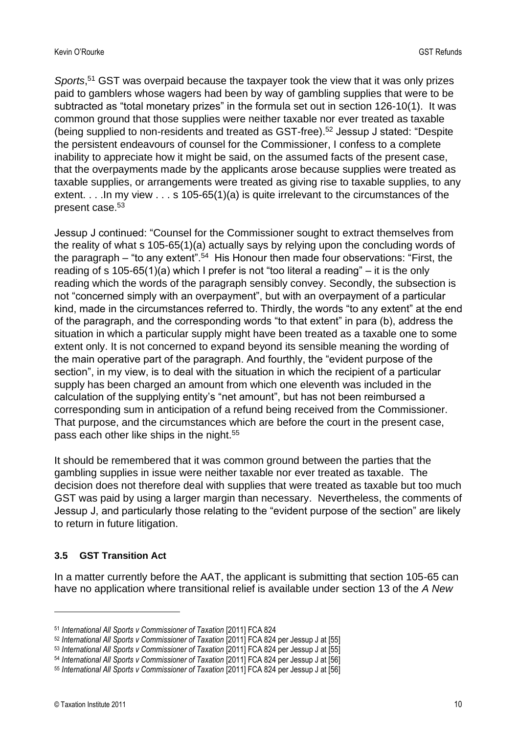*Sports*,[51] GST was overpaid because the taxpayer took the view that it was only prizes paid to gamblers whose wagers had been by way of gambling supplies that were to be subtracted as "total monetary prizes" in the formula set out in section 126-10(1). It was common ground that those supplies were neither taxable nor ever treated as taxable (being supplied to non-residents and treated as GST-free).[52] Jessup J stated: "Despite the persistent endeavours of counsel for the Commissioner, I confess to a complete inability to appreciate how it might be said, on the assumed facts of the present case, that the overpayments made by the applicants arose because supplies were treated as taxable supplies, or arrangements were treated as giving rise to taxable supplies, to any extent. . . .In my view . . . s 105-65(1)(a) is quite irrelevant to the circumstances of the present case.[53]

Jessup J continued: "Counsel for the Commissioner sought to extract themselves from the reality of what s 105-65(1)(a) actually says by relying upon the concluding words of the paragraph – "to any extent".[54] His Honour then made four observations: "First, the reading of s 105-65(1)(a) which I prefer is not "too literal a reading" – it is the only reading which the words of the paragraph sensibly convey. Secondly, the subsection is not "concerned simply with an overpayment", but with an overpayment of a particular kind, made in the circumstances referred to. Thirdly, the words "to any extent" at the end of the paragraph, and the corresponding words "to that extent" in para (b), address the situation in which a particular supply might have been treated as a taxable one to some extent only. It is not concerned to expand beyond its sensible meaning the wording of the main operative part of the paragraph. And fourthly, the "evident purpose of the section", in my view, is to deal with the situation in which the recipient of a particular supply has been charged an amount from which one eleventh was included in the calculation of the supplying entity's "net amount", but has not been reimbursed a corresponding sum in anticipation of a refund being received from the Commissioner. That purpose, and the circumstances which are before the court in the present case, pass each other like ships in the night.[55]

It should be remembered that it was common ground between the parties that the gambling supplies in issue were neither taxable nor ever treated as taxable. The decision does not therefore deal with supplies that were treated as taxable but too much GST was paid by using a larger margin than necessary. Nevertheless, the comments of Jessup J, and particularly those relating to the "evident purpose of the section" are likely to return in future litigation.

### 3.5 GST Transition Act

In a matter currently before the AAT, the applicant is submitting that section 105-65 can have no application where transitional relief is available under section 13 of the *A New*

---

[51] *International All Sports v Commissioner of Taxation* [2011] FCA 824

[52] *International All Sports v Commissioner of Taxation* [2011] FCA 824 per Jessup J at [55]

[53] *International All Sports v Commissioner of Taxation* [2011] FCA 824 per Jessup J at [55]

[54] *International All Sports v Commissioner of Taxation* [2011] FCA 824 per Jessup J at [56]

[55] *International All Sports v Commissioner of Taxation* [2011] FCA 824 per Jessup J at [56]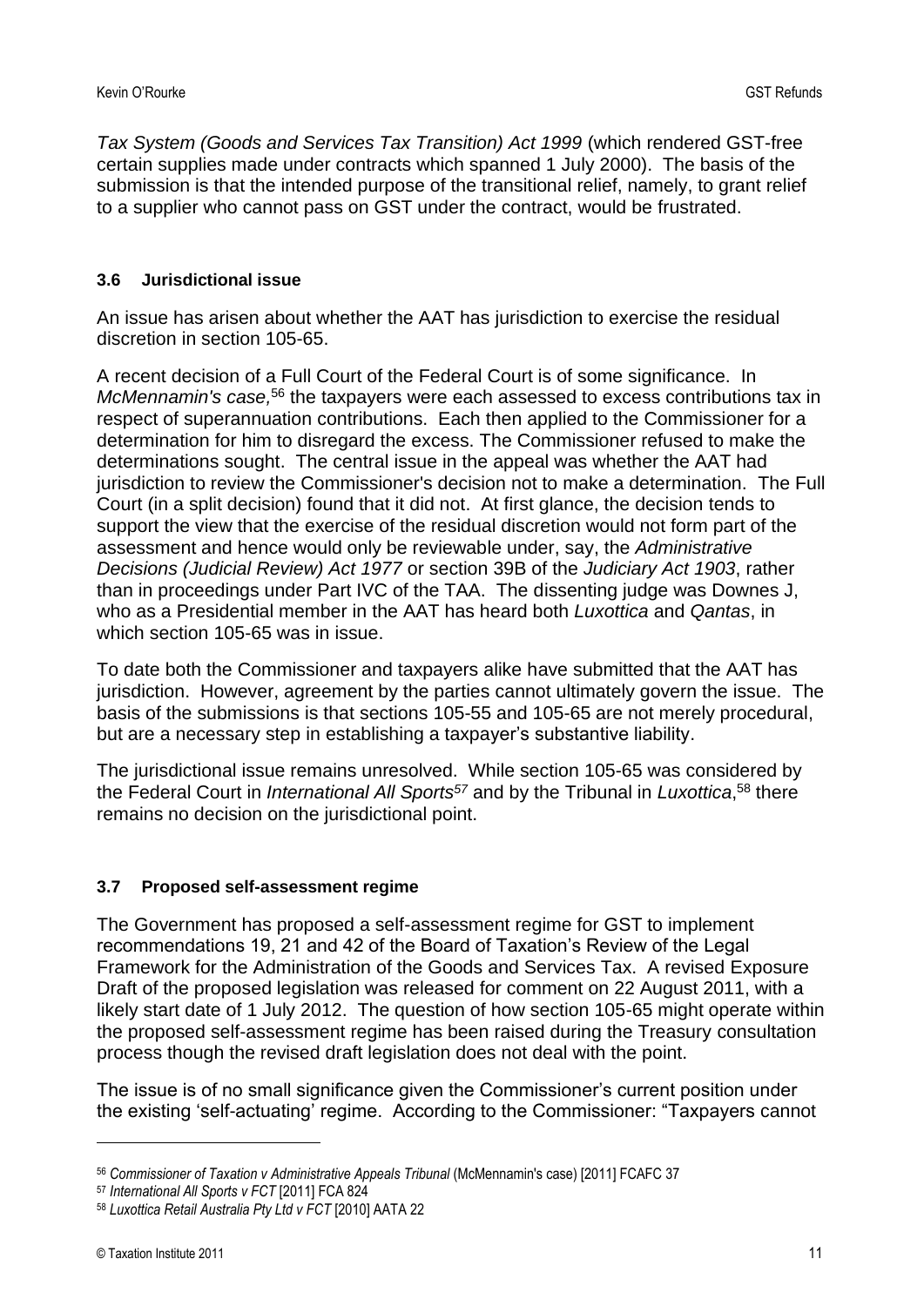*Tax System (Goods and Services Tax Transition) Act 1999* (which rendered GST-free certain supplies made under contracts which spanned 1 July 2000). The basis of the submission is that the intended purpose of the transitional relief, namely, to grant relief to a supplier who cannot pass on GST under the contract, would be frustrated.

### 3.6 Jurisdictional issue

An issue has arisen about whether the AAT has jurisdiction to exercise the residual discretion in section 105-65.

A recent decision of a Full Court of the Federal Court is of some significance. In *McMennamin's case,*[56] the taxpayers were each assessed to excess contributions tax in respect of superannuation contributions. Each then applied to the Commissioner for a determination for him to disregard the excess. The Commissioner refused to make the determinations sought. The central issue in the appeal was whether the AAT had jurisdiction to review the Commissioner's decision not to make a determination. The Full Court (in a split decision) found that it did not. At first glance, the decision tends to support the view that the exercise of the residual discretion would not form part of the assessment and hence would only be reviewable under, say, the *Administrative Decisions (Judicial Review) Act 1977* or section 39B of the *Judiciary Act 1903*, rather than in proceedings under Part IVC of the TAA. The dissenting judge was Downes J, who as a Presidential member in the AAT has heard both *Luxottica* and *Qantas*, in which section 105-65 was in issue.

To date both the Commissioner and taxpayers alike have submitted that the AAT has jurisdiction. However, agreement by the parties cannot ultimately govern the issue. The basis of the submissions is that sections 105-55 and 105-65 are not merely procedural, but are a necessary step in establishing a taxpayer's substantive liability.

The jurisdictional issue remains unresolved. While section 105-65 was considered by the Federal Court in *International All Sports*[57] and by the Tribunal in *Luxottica*,[58] there remains no decision on the jurisdictional point.

### 3.7 Proposed self-assessment regime

The Government has proposed a self-assessment regime for GST to implement recommendations 19, 21 and 42 of the Board of Taxation's Review of the Legal Framework for the Administration of the Goods and Services Tax. A revised Exposure Draft of the proposed legislation was released for comment on 22 August 2011, with a likely start date of 1 July 2012. The question of how section 105-65 might operate within the proposed self-assessment regime has been raised during the Treasury consultation process though the revised draft legislation does not deal with the point.

The issue is of no small significance given the Commissioner's current position under the existing 'self-actuating' regime. According to the Commissioner: "Taxpayers cannot

[56] *Commissioner of Taxation v Administrative Appeals Tribunal* (McMennamin's case) [2011] FCAFC 37

[57] *International All Sports v FCT* [2011] FCA 824

[58] *Luxottica Retail Australia Pty Ltd v FCT* [2010] AATA 22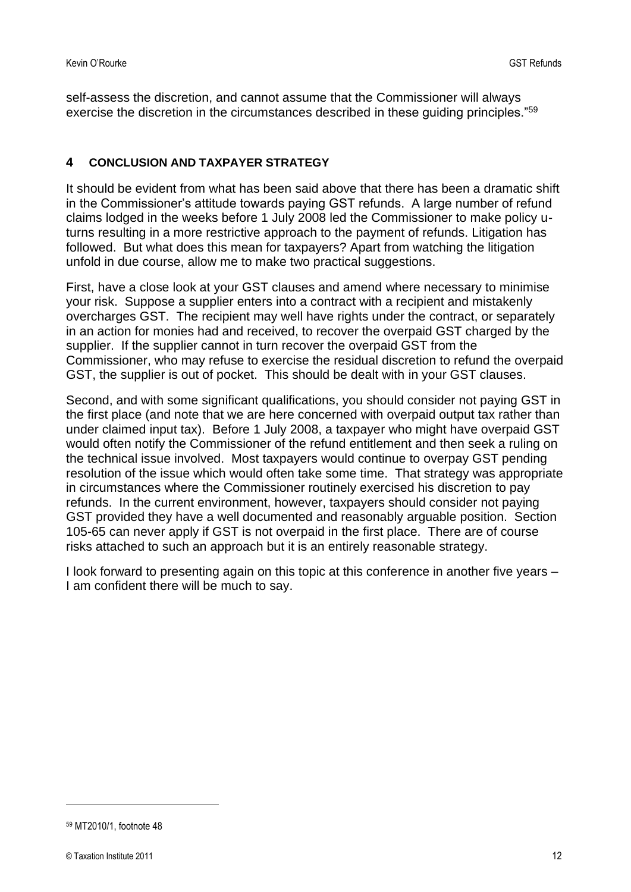self-assess the discretion, and cannot assume that the Commissioner will always exercise the discretion in the circumstances described in these guiding principles."[59]

## 4 CONCLUSION AND TAXPAYER STRATEGY

It should be evident from what has been said above that there has been a dramatic shift in the Commissioner's attitude towards paying GST refunds. A large number of refund claims lodged in the weeks before 1 July 2008 led the Commissioner to make policy u-turns resulting in a more restrictive approach to the payment of refunds. Litigation has followed. But what does this mean for taxpayers? Apart from watching the litigation unfold in due course, allow me to make two practical suggestions.

First, have a close look at your GST clauses and amend where necessary to minimise your risk. Suppose a supplier enters into a contract with a recipient and mistakenly overcharges GST. The recipient may well have rights under the contract, or separately in an action for monies had and received, to recover the overpaid GST charged by the supplier. If the supplier cannot in turn recover the overpaid GST from the Commissioner, who may refuse to exercise the residual discretion to refund the overpaid GST, the supplier is out of pocket. This should be dealt with in your GST clauses.

Second, and with some significant qualifications, you should consider not paying GST in the first place (and note that we are here concerned with overpaid output tax rather than under claimed input tax). Before 1 July 2008, a taxpayer who might have overpaid GST would often notify the Commissioner of the refund entitlement and then seek a ruling on the technical issue involved. Most taxpayers would continue to overpay GST pending resolution of the issue which would often take some time. That strategy was appropriate in circumstances where the Commissioner routinely exercised his discretion to pay refunds. In the current environment, however, taxpayers should consider not paying GST provided they have a well documented and reasonably arguable position. Section 105-65 can never apply if GST is not overpaid in the first place. There are of course risks attached to such an approach but it is an entirely reasonable strategy.

I look forward to presenting again on this topic at this conference in another five years – I am confident there will be much to say.

[59] MT2010/1, footnote 48